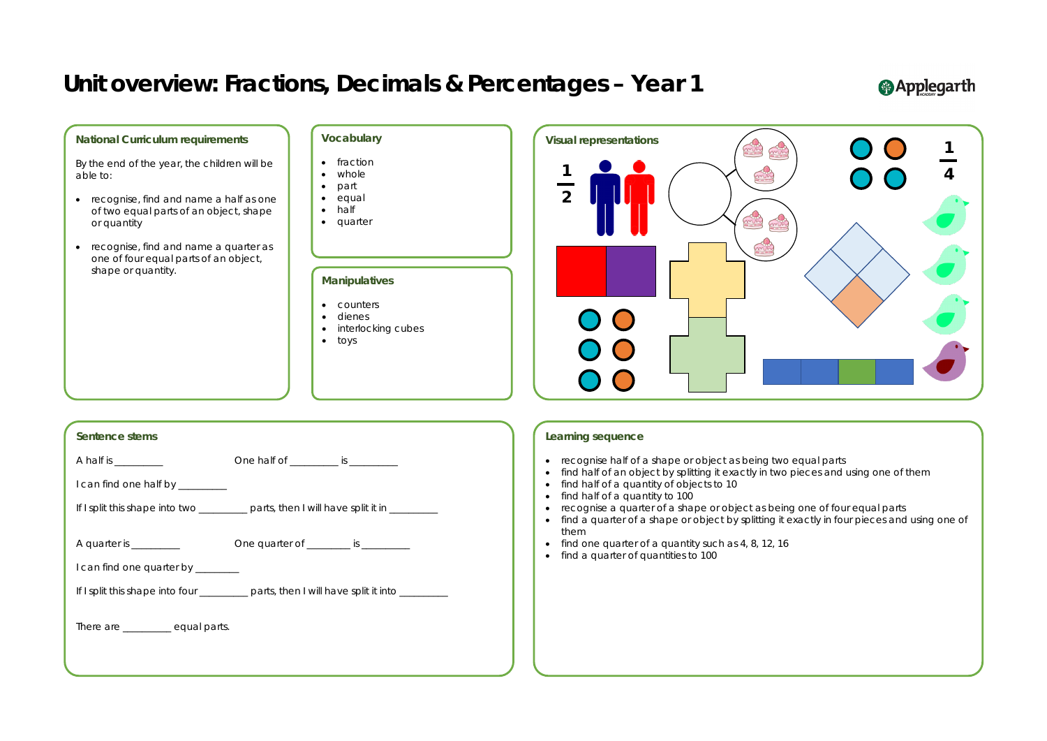# Unit overview: Fractions, Decimals & Percentages – Year 1

Applegarth

## National Curriculum requirements

By the end of the year, the children will be able to:

- recognise, find and name a half as one of two equal parts of an object, shape or quantity
- recognise, find and name a quarter as one of four equal parts of an object, shape or quantity.

## Vocabulary

- fraction
- whole
- part
- equal
- half
- quarter

## Manipulatives

- counters
- dienes
- interlocking cubes
- toys

## Visual representations

$\frac{1}{2}$

$\frac{1}{4}$

## Sentence stems

A half is _________

One half of _________ is _________

I can find one half by _________

If I split this shape into two _________ parts, then I will have split it in _________

A quarter is _________

One quarter of ________ is _________

I can find one quarter by ________

If I split this shape into four _________ parts, then I will have split it into _________

There are _________ equal parts.

## Learning sequence

- recognise half of a shape or object as being two equal parts
- find half of an object by splitting it exactly in two pieces and using one of them
- find half of a quantity of objects to 10
- find half of a quantity to 100
- recognise a quarter of a shape or object as being one of four equal parts
- find a quarter of a shape or object by splitting it exactly in four pieces and using one of them
- find one quarter of a quantity such as 4, 8, 12, 16
- find a quarter of quantities to 100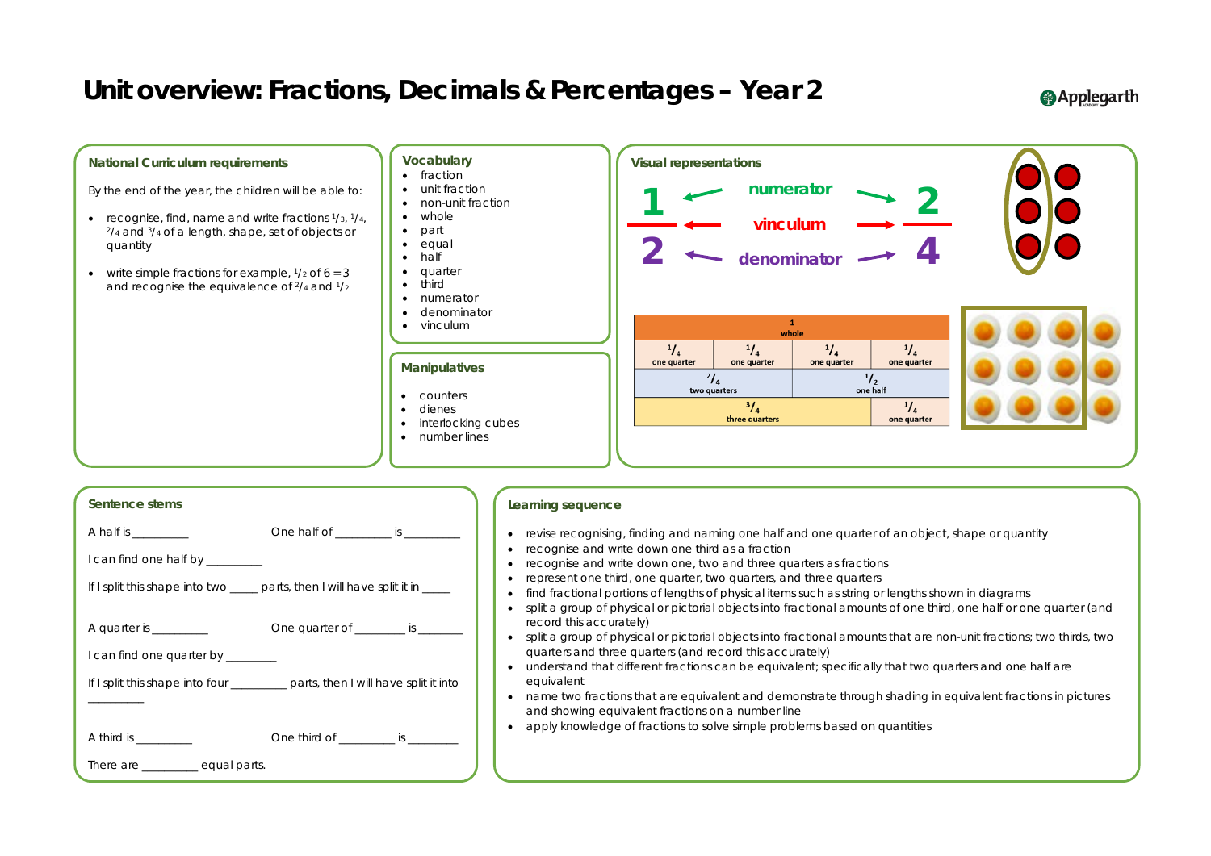# Unit overview: Fractions, Decimals & Percentages – Year 2

## National Curriculum requirements

By the end of the year, the children will be able to:

- recognise, find, name and write fractions $\frac{1}{3}$, $\frac{1}{4}$, $\frac{2}{4}$ and $\frac{3}{4}$ of a length, shape, set of objects or quantity
- write simple fractions for example, $\frac{1}{2}$ of 6 = 3 and recognise the equivalence of $\frac{2}{4}$ and $\frac{1}{2}$

## Vocabulary

- fraction
- unit fraction
- non-unit fraction
- whole
- part
- equal
- half
- quarter
- third
- numerator
- denominator
- vinculum

## Manipulatives

- counters
- dienes
- interlocking cubes
- number lines

## Visual representations

$\frac{1}{2}$ ← numerator / vinculum / denominator → $\frac{2}{4}$

| 1 whole | | | |
|---|---|---|---|
| $\frac{1}{4}$ one quarter | $\frac{1}{4}$ one quarter | $\frac{1}{4}$ one quarter | $\frac{1}{4}$ one quarter |
| $\frac{2}{4}$ two quarters | | $\frac{1}{2}$ one half | |
| $\frac{3}{4}$ three quarters | | | $\frac{1}{4}$ one quarter |

## Sentence stems

A half is _________ One half of _________ is _________

I can find one half by _________

If I split this shape into two _____ parts, then I will have split it in _____

A quarter is _________ One quarter of ________ is _______

I can find one quarter by ________

If I split this shape into four _________ parts, then I will have split it into _________

A third is _________ One third of _________ is ________

There are _________ equal parts.

## Learning sequence

- revise recognising, finding and naming one half and one quarter of an object, shape or quantity
- recognise and write down one third as a fraction
- recognise and write down one, two and three quarters as fractions
- represent one third, one quarter, two quarters, and three quarters
- find fractional portions of lengths of physical items such as string or lengths shown in diagrams
- split a group of physical or pictorial objects into fractional amounts of one third, one half or one quarter (and record this accurately)
- split a group of physical or pictorial objects into fractional amounts that are non-unit fractions; two thirds, two quarters and three quarters (and record this accurately)
- understand that different fractions can be equivalent; specifically that two quarters and one half are equivalent
- name two fractions that are equivalent and demonstrate through shading in equivalent fractions in pictures and showing equivalent fractions on a number line
- apply knowledge of fractions to solve simple problems based on quantities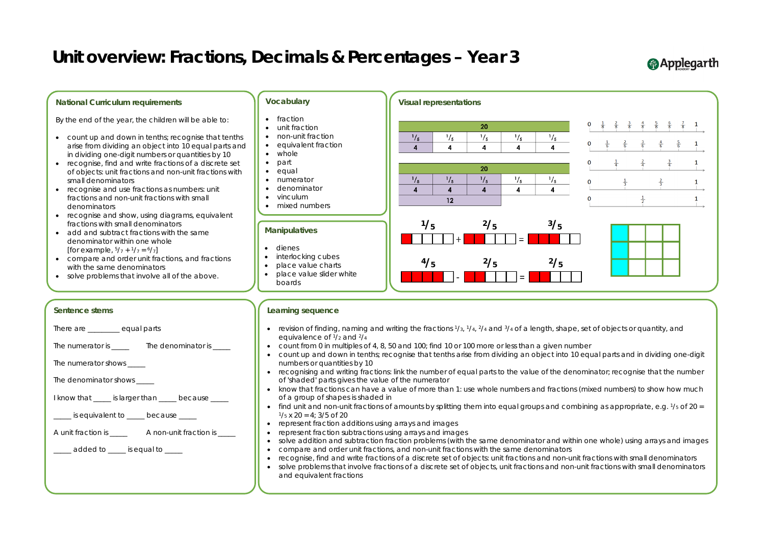# Unit overview: Fractions, Decimals & Percentages – Year 3

Applegarth

## National Curriculum requirements

By the end of the year, the children will be able to:

- count up and down in tenths; recognise that tenths arise from dividing an object into 10 equal parts and in dividing one-digit numbers or quantities by 10
- recognise, find and write fractions of a discrete set of objects: unit fractions and non-unit fractions with small denominators
- recognise and use fractions as numbers: unit fractions and non-unit fractions with small denominators
- recognise and show, using diagrams, equivalent fractions with small denominators
- add and subtract fractions with the same denominator within one whole [for example, $\frac{5}{7} + \frac{1}{7} = \frac{6}{7}$]
- compare and order unit fractions, and fractions with the same denominators
- solve problems that involve all of the above.

## Vocabulary

- fraction
- unit fraction
- non-unit fraction
- equivalent fraction
- whole
- part
- equal
- numerator
- denominator
- vinculum
- mixed numbers

## Manipulatives

- dienes
- interlocking cubes
- place value charts
- place value slider white boards

## Visual representations

| 20 | | | | |
|---|---|---|---|---|
| $\frac{1}{5}$ | $\frac{1}{5}$ | $\frac{1}{5}$ | $\frac{1}{5}$ | $\frac{1}{5}$ |
| 4 | 4 | 4 | 4 | 4 |

| 20 | | | | |
|---|---|---|---|---|
| $\frac{1}{5}$ | $\frac{1}{5}$ | $\frac{1}{5}$ | $\frac{1}{5}$ | $\frac{1}{5}$ |
| 4 | 4 | 4 | 4 | 4 |
| 12 | | | | |

$\frac{1}{5} + \frac{2}{5} = \frac{3}{5}$

$\frac{4}{5} - \frac{2}{5} = \frac{2}{5}$

Number lines: 0, $\frac{1}{8}$, $\frac{2}{8}$, $\frac{3}{8}$, $\frac{4}{8}$, $\frac{5}{8}$, $\frac{6}{8}$, $\frac{7}{8}$, 1; 0, $\frac{1}{6}$, $\frac{2}{6}$, $\frac{3}{6}$, $\frac{4}{6}$, $\frac{5}{6}$, 1; 0, $\frac{1}{4}$, $\frac{2}{4}$, $\frac{3}{4}$, 1; 0, $\frac{1}{3}$, $\frac{2}{3}$, 1; 0, $\frac{1}{2}$, 1

## Sentence stems

There are ________ equal parts

The numerator is _____ The denominator is _____

The numerator shows _____

The denominator shows _____

I know that _____ is larger than _____ because _____

_____ is equivalent to _____ because _____

A unit fraction is _____ A non-unit fraction is _____

_____ added to _____ is equal to _____

## Learning sequence

- revision of finding, naming and writing the fractions $\frac{1}{3}$, $\frac{1}{4}$, $\frac{2}{4}$ and $\frac{3}{4}$ of a length, shape, set of objects or quantity, and equivalence of $\frac{1}{2}$ and $\frac{2}{4}$
- count from 0 in multiples of 4, 8, 50 and 100; find 10 or 100 more or less than a given number
- count up and down in tenths; recognise that tenths arise from dividing an object into 10 equal parts and in dividing one-digit numbers or quantities by 10
- recognising and writing fractions: link the number of equal parts to the value of the denominator; recognise that the number of 'shaded' parts gives the value of the numerator
- know that fractions can have a value of more than 1: use whole numbers and fractions (mixed numbers) to show how much of a group of shapes is shaded in
- find unit and non-unit fractions of amounts by splitting them into equal groups and combining as appropriate, e.g. $\frac{1}{5}$ of 20 = $\frac{1}{5} \times 20 = 4$; 3/5 of 20
- represent fraction additions using arrays and images
- represent fraction subtractions using arrays and images
- solve addition and subtraction fraction problems (with the same denominator and within one whole) using arrays and images
- compare and order unit fractions, and non-unit fractions with the same denominators
- recognise, find and write fractions of a discrete set of objects: unit fractions and non-unit fractions with small denominators
- solve problems that involve fractions of a discrete set of objects, unit fractions and non-unit fractions with small denominators and equivalent fractions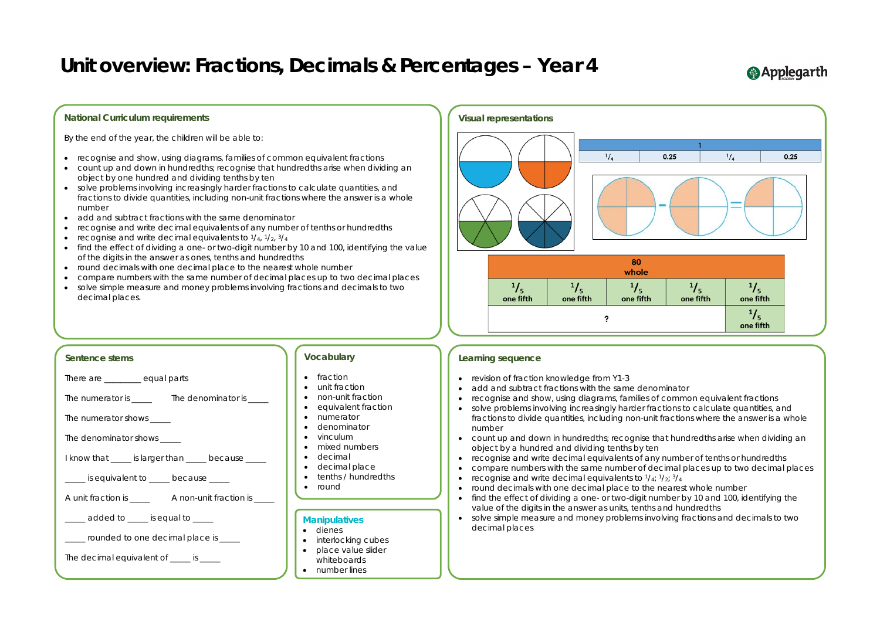# Unit overview: Fractions, Decimals & Percentages – Year 4

## National Curriculum requirements

By the end of the year, the children will be able to:

- recognise and show, using diagrams, families of common equivalent fractions
- count up and down in hundredths; recognise that hundredths arise when dividing an object by one hundred and dividing tenths by ten
- solve problems involving increasingly harder fractions to calculate quantities, and fractions to divide quantities, including non-unit fractions where the answer is a whole number
- add and subtract fractions with the same denominator
- recognise and write decimal equivalents of any number of tenths or hundredths
- recognise and write decimal equivalents to $^1/_4$, $^1/_2$, $^3/_4$
- find the effect of dividing a one- or two-digit number by 10 and 100, identifying the value of the digits in the answer as ones, tenths and hundredths
- round decimals with one decimal place to the nearest whole number
- compare numbers with the same number of decimal places up to two decimal places
- solve simple measure and money problems involving fractions and decimals to two decimal places.

## Visual representations

| 1 | | | |
|---|---|---|---|
| $^1/_4$ | 0.25 | $^1/_4$ | 0.25 |

| 80 whole | | | | |
|---|---|---|---|---|
| $^1/_5$ one fifth | $^1/_5$ one fifth | $^1/_5$ one fifth | $^1/_5$ one fifth | $^1/_5$ one fifth |
| ? | | | | $^1/_5$ one fifth |

## Sentence stems

There are ________ equal parts

The numerator is _____ The denominator is _____

The numerator shows _____

The denominator shows _____

I know that _____ is larger than _____ because _____

_____ is equivalent to _____ because _____

A unit fraction is _____ A non-unit fraction is _____

_____ added to _____ is equal to _____

_____ rounded to one decimal place is _____

The decimal equivalent of _____ is _____

## Vocabulary

- fraction
- unit fraction
- non-unit fraction
- equivalent fraction
- numerator
- denominator
- vinculum
- mixed numbers
- decimal
- decimal place
- tenths / hundredths
- round

## Manipulatives

- dienes
- interlocking cubes
- place value slider whiteboards
- number lines

## Learning sequence

- revision of fraction knowledge from Y1-3
- add and subtract fractions with the same denominator
- recognise and show, using diagrams, families of common equivalent fractions
- solve problems involving increasingly harder fractions to calculate quantities, and fractions to divide quantities, including non-unit fractions where the answer is a whole number
- count up and down in hundredths; recognise that hundredths arise when dividing an object by a hundred and dividing tenths by ten
- recognise and write decimal equivalents of any number of tenths or hundredths
- compare numbers with the same number of decimal places up to two decimal places
- recognise and write decimal equivalents to $^1/_4$; $^1/_2$; $^3/_4$
- round decimals with one decimal place to the nearest whole number
- find the effect of dividing a one- or two-digit number by 10 and 100, identifying the value of the digits in the answer as units, tenths and hundredths
- solve simple measure and money problems involving fractions and decimals to two decimal places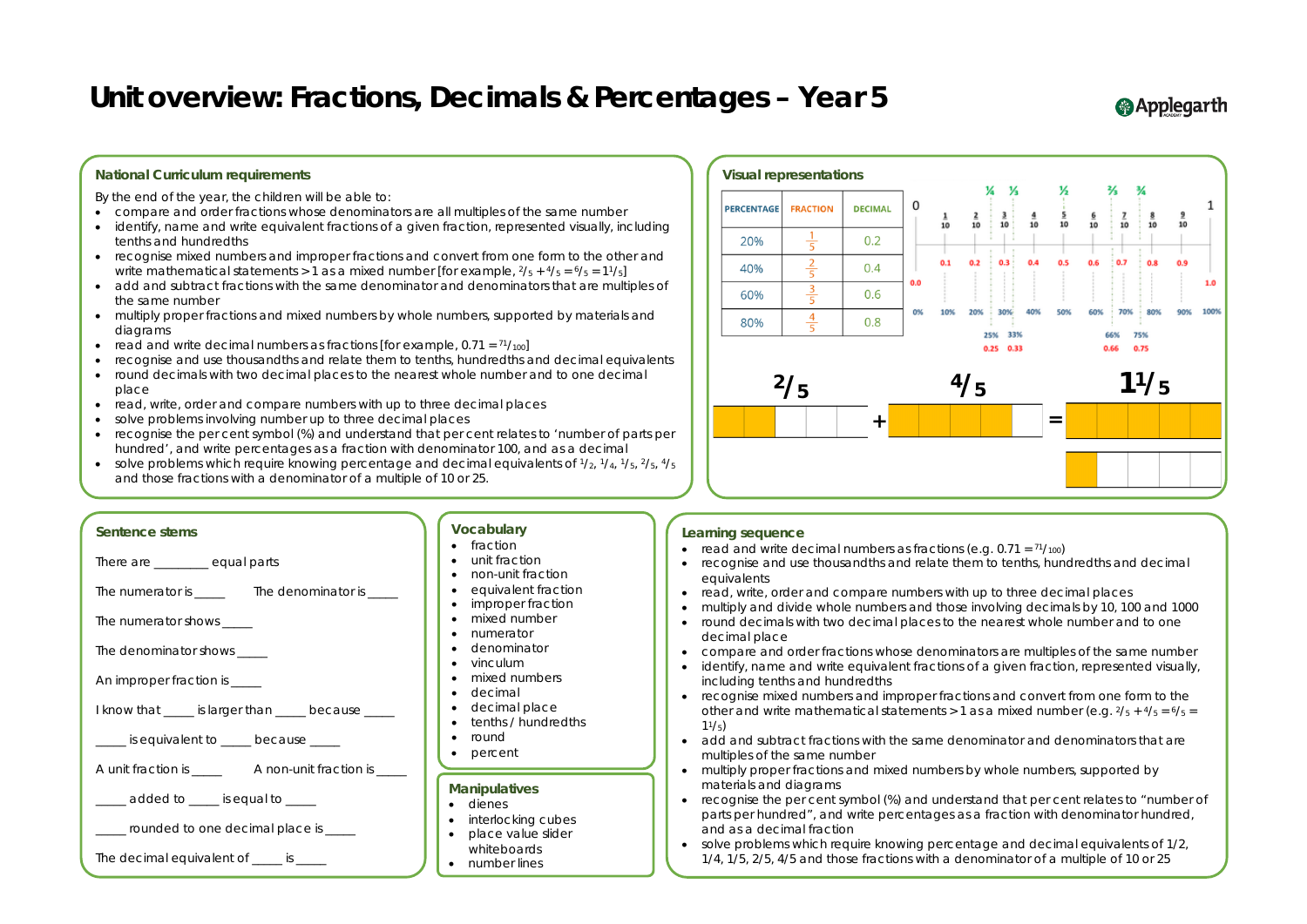# Unit overview: Fractions, Decimals & Percentages – Year 5

## National Curriculum requirements

By the end of the year, the children will be able to:

- compare and order fractions whose denominators are all multiples of the same number
- identify, name and write equivalent fractions of a given fraction, represented visually, including tenths and hundredths
- recognise mixed numbers and improper fractions and convert from one form to the other and write mathematical statements > 1 as a mixed number [for example, $\frac{2}{5} + \frac{4}{5} = \frac{6}{5} = 1\frac{1}{5}$]
- add and subtract fractions with the same denominator and denominators that are multiples of the same number
- multiply proper fractions and mixed numbers by whole numbers, supported by materials and diagrams
- read and write decimal numbers as fractions [for example, $0.71 = \frac{71}{100}$]
- recognise and use thousandths and relate them to tenths, hundredths and decimal equivalents
- round decimals with two decimal places to the nearest whole number and to one decimal place
- read, write, order and compare numbers with up to three decimal places
- solve problems involving number up to three decimal places
- recognise the per cent symbol (%) and understand that per cent relates to 'number of parts per hundred', and write percentages as a fraction with denominator 100, and as a decimal
- solve problems which require knowing percentage and decimal equivalents of $\frac{1}{2}$, $\frac{1}{4}$, $\frac{1}{5}$, $\frac{2}{5}$, $\frac{4}{5}$ and those fractions with a denominator of a multiple of 10 or 25.

## Visual representations

| PERCENTAGE | FRACTION | DECIMAL |
|---|---|---|
| 20% | $\frac{1}{5}$ | 0.2 |
| 40% | $\frac{2}{5}$ | 0.4 |
| 60% | $\frac{3}{5}$ | 0.6 |
| 80% | $\frac{4}{5}$ | 0.8 |

Number line: 0, $\frac{1}{10}$, $\frac{2}{10}$, $\frac{3}{10}$, $\frac{4}{10}$, $\frac{5}{10}$, $\frac{6}{10}$, $\frac{7}{10}$, $\frac{8}{10}$, $\frac{9}{10}$, 1; ¼, ⅓, ½, ⅔, ¾; 0.0, 0.1, 0.2, 0.3, 0.4, 0.5, 0.6, 0.7, 0.8, 0.9, 1.0; 0%, 10%, 20%, 30%, 40%, 50%, 60%, 70%, 80%, 90%, 100%; 25% 33% 0.25 0.33; 66% 75% 0.66 0.75

$\frac{2}{5} + \frac{4}{5} = 1\frac{1}{5}$

## Sentence stems

There are ________ equal parts

The numerator is _____ The denominator is _____

The numerator shows _____

The denominator shows _____

An improper fraction is _____

I know that _____ is larger than _____ because _____

_____ is equivalent to _____ because _____

A unit fraction is _____ A non-unit fraction is _____

_____ added to _____ is equal to _____

_____ rounded to one decimal place is _____

The decimal equivalent of _____ is _____

## Vocabulary

- fraction
- unit fraction
- non-unit fraction
- equivalent fraction
- improper fraction
- mixed number
- numerator
- denominator
- vinculum
- mixed numbers
- decimal
- decimal place
- tenths / hundredths
- round
- percent

## Manipulatives

- dienes
- interlocking cubes
- place value slider whiteboards
- number lines

## Learning sequence

- read and write decimal numbers as fractions (e.g. $0.71 = \frac{71}{100}$)
- recognise and use thousandths and relate them to tenths, hundredths and decimal equivalents
- read, write, order and compare numbers with up to three decimal places
- multiply and divide whole numbers and those involving decimals by 10, 100 and 1000
- round decimals with two decimal places to the nearest whole number and to one decimal place
- compare and order fractions whose denominators are multiples of the same number
- identify, name and write equivalent fractions of a given fraction, represented visually, including tenths and hundredths
- recognise mixed numbers and improper fractions and convert from one form to the other and write mathematical statements > 1 as a mixed number (e.g. $\frac{2}{5} + \frac{4}{5} = \frac{6}{5} = 1\frac{1}{5}$)
- add and subtract fractions with the same denominator and denominators that are multiples of the same number
- multiply proper fractions and mixed numbers by whole numbers, supported by materials and diagrams
- recognise the per cent symbol (%) and understand that per cent relates to "number of parts per hundred", and write percentages as a fraction with denominator hundred, and as a decimal fraction
- solve problems which require knowing percentage and decimal equivalents of 1/2, 1/4, 1/5, 2/5, 4/5 and those fractions with a denominator of a multiple of 10 or 25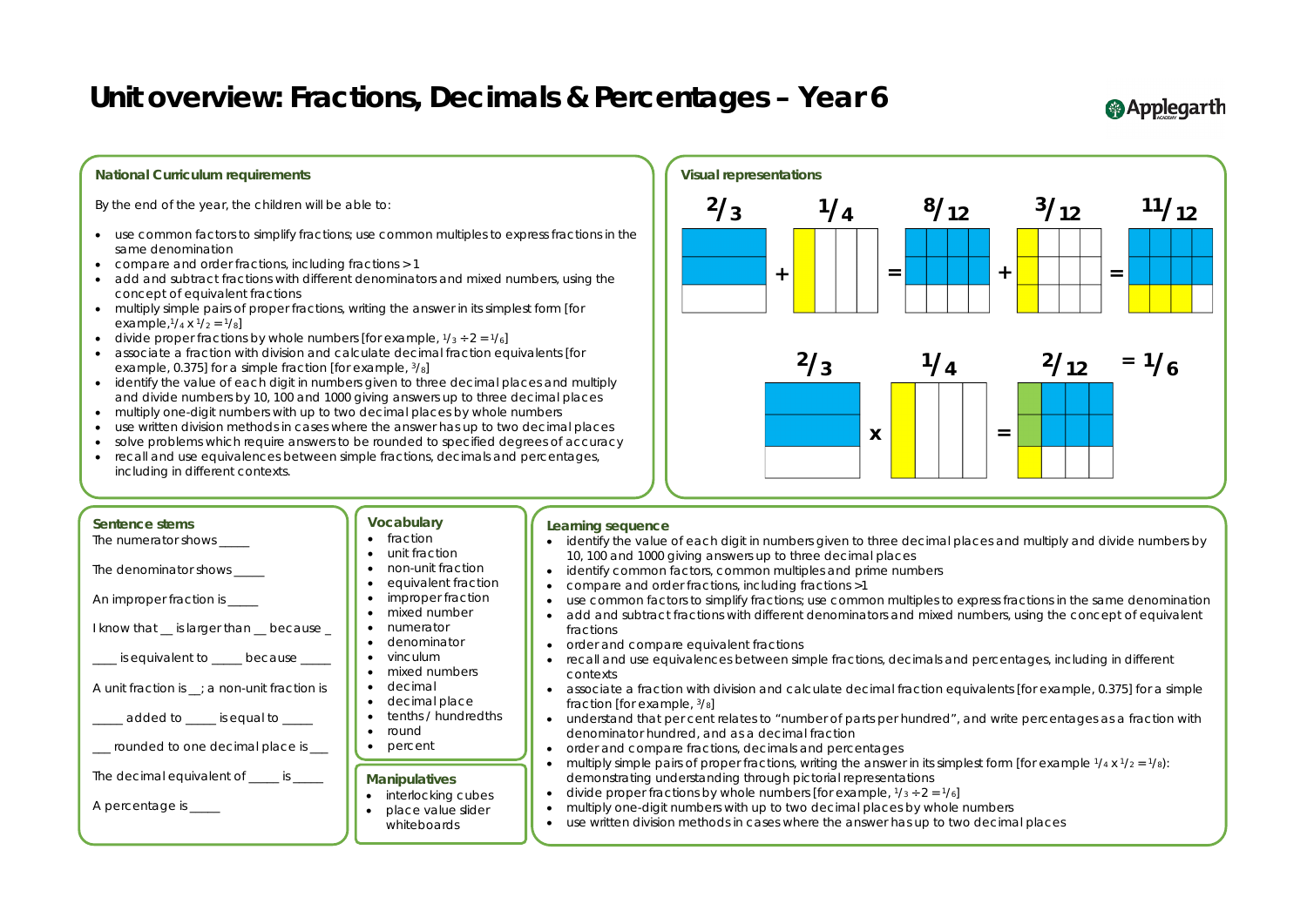# Unit overview: Fractions, Decimals & Percentages – Year 6

Applegarth

## National Curriculum requirements

By the end of the year, the children will be able to:

- use common factors to simplify fractions; use common multiples to express fractions in the same denomination
- compare and order fractions, including fractions > 1
- add and subtract fractions with different denominators and mixed numbers, using the concept of equivalent fractions
- multiply simple pairs of proper fractions, writing the answer in its simplest form [for example, $\frac{1}{4} \times \frac{1}{2} = \frac{1}{8}$]
- divide proper fractions by whole numbers [for example, $\frac{1}{3} \div 2 = \frac{1}{6}$]
- associate a fraction with division and calculate decimal fraction equivalents [for example, 0.375] for a simple fraction [for example, $\frac{3}{8}$]
- identify the value of each digit in numbers given to three decimal places and multiply and divide numbers by 10, 100 and 1000 giving answers up to three decimal places
- multiply one-digit numbers with up to two decimal places by whole numbers
- use written division methods in cases where the answer has up to two decimal places
- solve problems which require answers to be rounded to specified degrees of accuracy
- recall and use equivalences between simple fractions, decimals and percentages, including in different contexts.

## Visual representations

$\frac{2}{3}$ + $\frac{1}{4}$ = $\frac{8}{12}$ + $\frac{3}{12}$ = $\frac{11}{12}$

$\frac{2}{3}$ x $\frac{1}{4}$ = $\frac{2}{12}$ = $\frac{1}{6}$

## Sentence stems

The numerator shows _____

The denominator shows _____

An improper fraction is _____

I know that __ is larger than __ because _

____ is equivalent to _____ because _____

A unit fraction is __; a non-unit fraction is

_____ added to _____ is equal to _____

___ rounded to one decimal place is ___

The decimal equivalent of _____ is _____

A percentage is _____

## Vocabulary

- fraction
- unit fraction
- non-unit fraction
- equivalent fraction
- improper fraction
- mixed number
- numerator
- denominator
- vinculum
- mixed numbers
- decimal
- decimal place
- tenths / hundredths
- round
- percent

## Manipulatives

- interlocking cubes
- place value slider whiteboards

## Learning sequence

- identify the value of each digit in numbers given to three decimal places and multiply and divide numbers by 10, 100 and 1000 giving answers up to three decimal places
- identify common factors, common multiples and prime numbers
- compare and order fractions, including fractions >1
- use common factors to simplify fractions; use common multiples to express fractions in the same denomination
- add and subtract fractions with different denominators and mixed numbers, using the concept of equivalent fractions
- order and compare equivalent fractions
- recall and use equivalences between simple fractions, decimals and percentages, including in different contexts
- associate a fraction with division and calculate decimal fraction equivalents [for example, 0.375] for a simple fraction [for example, $\frac{3}{8}$]
- understand that per cent relates to "number of parts per hundred", and write percentages as a fraction with denominator hundred, and as a decimal fraction
- order and compare fractions, decimals and percentages
- multiply simple pairs of proper fractions, writing the answer in its simplest form [for example $\frac{1}{4} \times \frac{1}{2} = \frac{1}{8}$): demonstrating understanding through pictorial representations
- divide proper fractions by whole numbers [for example, $\frac{1}{3} \div 2 = \frac{1}{6}$]
- multiply one-digit numbers with up to two decimal places by whole numbers
- use written division methods in cases where the answer has up to two decimal places